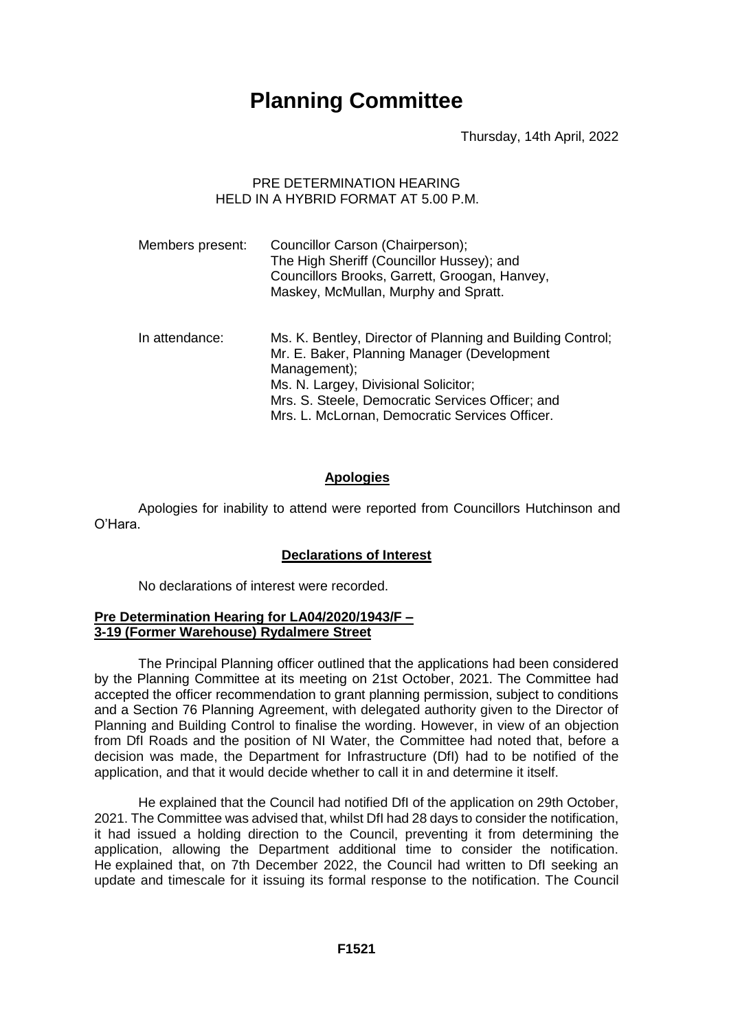# Planning Committee

Thursday, 14th April, 2022

PRE DETERMINATION HEARING
HELD IN A HYBRID FORMAT AT 5.00 P.M.

| | |
|---|---|
| Members present: | Councillor Carson (Chairperson); The High Sheriff (Councillor Hussey); and Councillors Brooks, Garrett, Groogan, Hanvey, Maskey, McMullan, Murphy and Spratt. |
| In attendance: | Ms. K. Bentley, Director of Planning and Building Control; Mr. E. Baker, Planning Manager (Development Management); Ms. N. Largey, Divisional Solicitor; Mrs. S. Steele, Democratic Services Officer; and Mrs. L. McLornan, Democratic Services Officer. |

## Apologies

Apologies for inability to attend were reported from Councillors Hutchinson and O'Hara.

## Declarations of Interest

No declarations of interest were recorded.

## Pre Determination Hearing for LA04/2020/1943/F – 3-19 (Former Warehouse) Rydalmere Street

The Principal Planning officer outlined that the applications had been considered by the Planning Committee at its meeting on 21st October, 2021. The Committee had accepted the officer recommendation to grant planning permission, subject to conditions and a Section 76 Planning Agreement, with delegated authority given to the Director of Planning and Building Control to finalise the wording. However, in view of an objection from DfI Roads and the position of NI Water, the Committee had noted that, before a decision was made, the Department for Infrastructure (DfI) had to be notified of the application, and that it would decide whether to call it in and determine it itself.

He explained that the Council had notified DfI of the application on 29th October, 2021. The Committee was advised that, whilst DfI had 28 days to consider the notification, it had issued a holding direction to the Council, preventing it from determining the application, allowing the Department additional time to consider the notification. He explained that, on 7th December 2022, the Council had written to DfI seeking an update and timescale for it issuing its formal response to the notification. The Council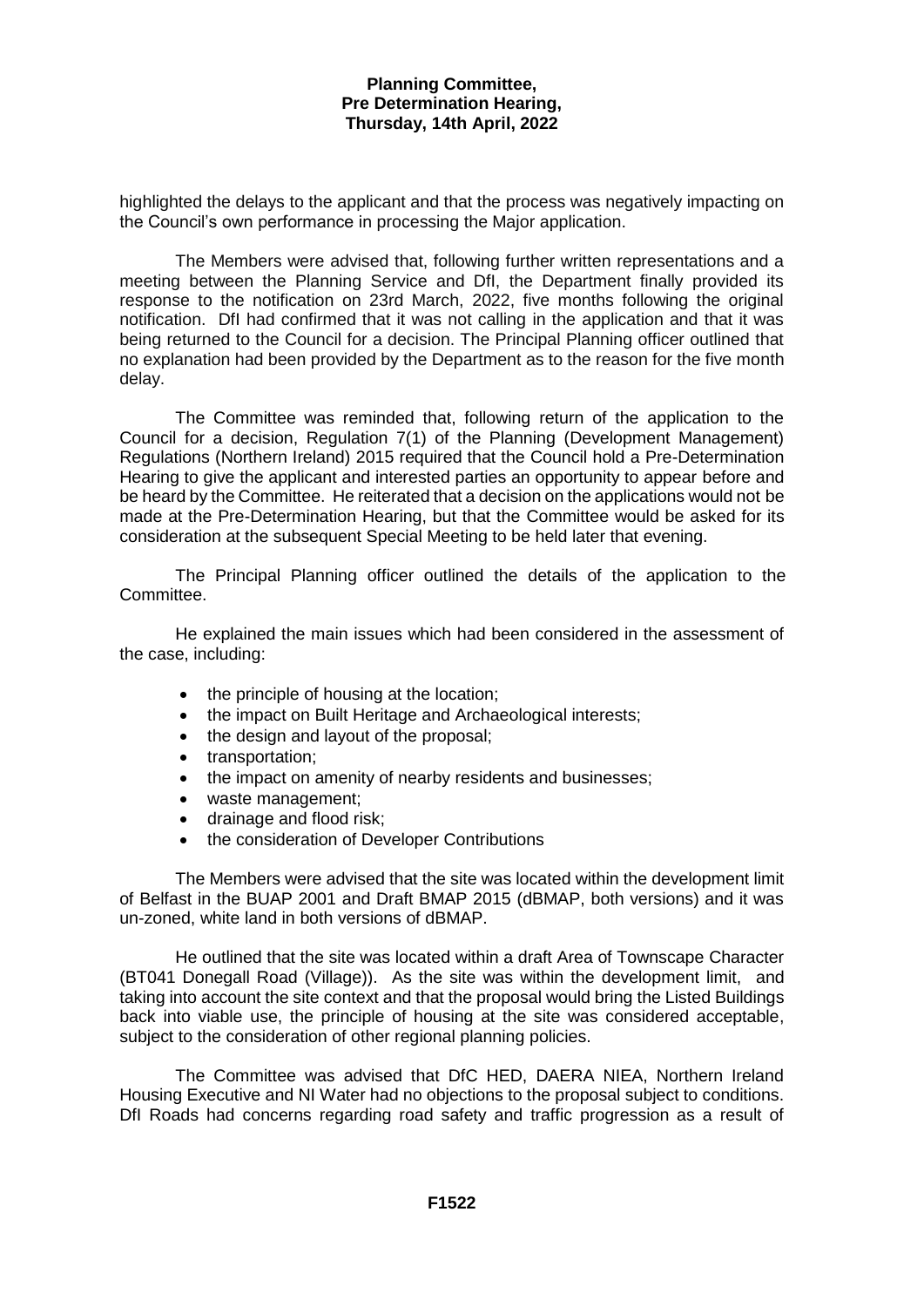highlighted the delays to the applicant and that the process was negatively impacting on the Council's own performance in processing the Major application.

The Members were advised that, following further written representations and a meeting between the Planning Service and DfI, the Department finally provided its response to the notification on 23rd March, 2022, five months following the original notification. DfI had confirmed that it was not calling in the application and that it was being returned to the Council for a decision. The Principal Planning officer outlined that no explanation had been provided by the Department as to the reason for the five month delay.

The Committee was reminded that, following return of the application to the Council for a decision, Regulation 7(1) of the Planning (Development Management) Regulations (Northern Ireland) 2015 required that the Council hold a Pre-Determination Hearing to give the applicant and interested parties an opportunity to appear before and be heard by the Committee. He reiterated that a decision on the applications would not be made at the Pre-Determination Hearing, but that the Committee would be asked for its consideration at the subsequent Special Meeting to be held later that evening.

The Principal Planning officer outlined the details of the application to the Committee.

He explained the main issues which had been considered in the assessment of the case, including:

- the principle of housing at the location;
- the impact on Built Heritage and Archaeological interests;
- the design and layout of the proposal;
- transportation;
- the impact on amenity of nearby residents and businesses;
- waste management;
- drainage and flood risk;
- the consideration of Developer Contributions

The Members were advised that the site was located within the development limit of Belfast in the BUAP 2001 and Draft BMAP 2015 (dBMAP, both versions) and it was un-zoned, white land in both versions of dBMAP.

He outlined that the site was located within a draft Area of Townscape Character (BT041 Donegall Road (Village)). As the site was within the development limit, and taking into account the site context and that the proposal would bring the Listed Buildings back into viable use, the principle of housing at the site was considered acceptable, subject to the consideration of other regional planning policies.

The Committee was advised that DfC HED, DAERA NIEA, Northern Ireland Housing Executive and NI Water had no objections to the proposal subject to conditions. DfI Roads had concerns regarding road safety and traffic progression as a result of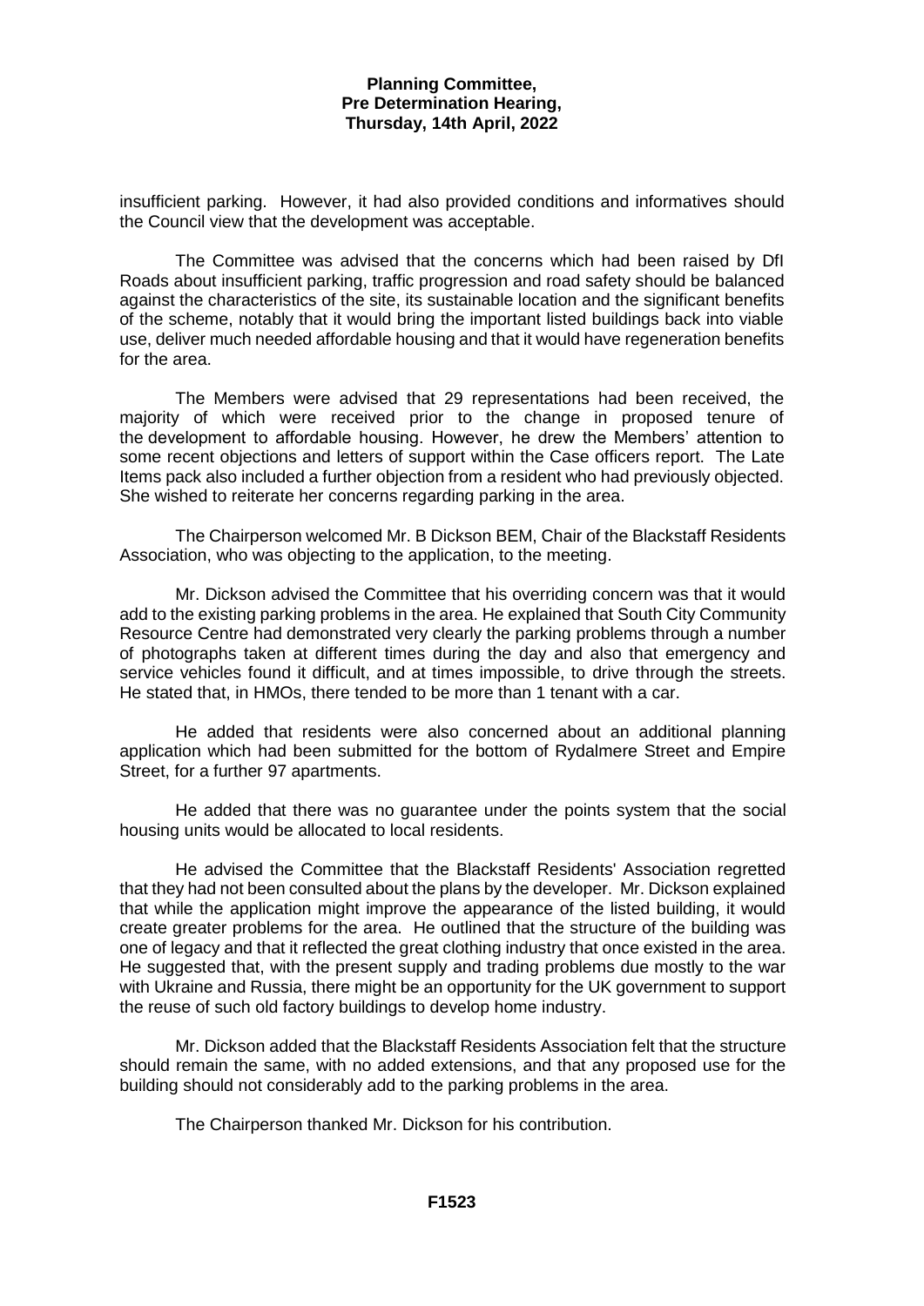insufficient parking. However, it had also provided conditions and informatives should the Council view that the development was acceptable.

The Committee was advised that the concerns which had been raised by DfI Roads about insufficient parking, traffic progression and road safety should be balanced against the characteristics of the site, its sustainable location and the significant benefits of the scheme, notably that it would bring the important listed buildings back into viable use, deliver much needed affordable housing and that it would have regeneration benefits for the area.

The Members were advised that 29 representations had been received, the majority of which were received prior to the change in proposed tenure of the development to affordable housing. However, he drew the Members' attention to some recent objections and letters of support within the Case officers report. The Late Items pack also included a further objection from a resident who had previously objected. She wished to reiterate her concerns regarding parking in the area.

The Chairperson welcomed Mr. B Dickson BEM, Chair of the Blackstaff Residents Association, who was objecting to the application, to the meeting.

Mr. Dickson advised the Committee that his overriding concern was that it would add to the existing parking problems in the area. He explained that South City Community Resource Centre had demonstrated very clearly the parking problems through a number of photographs taken at different times during the day and also that emergency and service vehicles found it difficult, and at times impossible, to drive through the streets. He stated that, in HMOs, there tended to be more than 1 tenant with a car.

He added that residents were also concerned about an additional planning application which had been submitted for the bottom of Rydalmere Street and Empire Street, for a further 97 apartments.

He added that there was no guarantee under the points system that the social housing units would be allocated to local residents.

He advised the Committee that the Blackstaff Residents' Association regretted that they had not been consulted about the plans by the developer. Mr. Dickson explained that while the application might improve the appearance of the listed building, it would create greater problems for the area. He outlined that the structure of the building was one of legacy and that it reflected the great clothing industry that once existed in the area. He suggested that, with the present supply and trading problems due mostly to the war with Ukraine and Russia, there might be an opportunity for the UK government to support the reuse of such old factory buildings to develop home industry.

Mr. Dickson added that the Blackstaff Residents Association felt that the structure should remain the same, with no added extensions, and that any proposed use for the building should not considerably add to the parking problems in the area.

The Chairperson thanked Mr. Dickson for his contribution.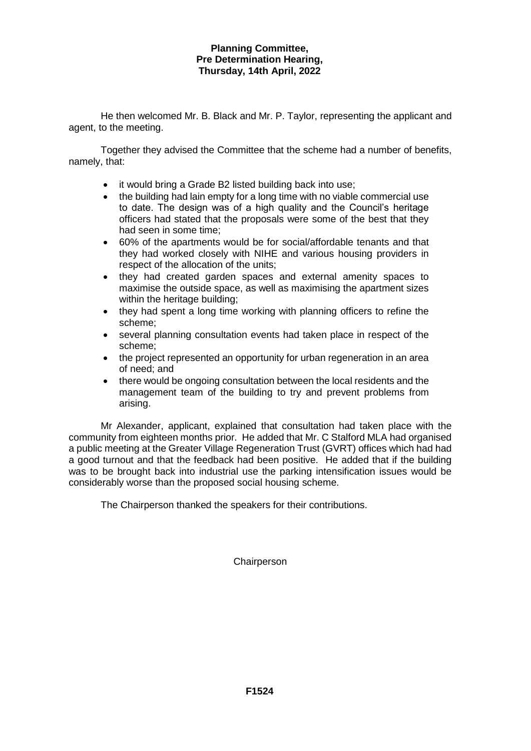He then welcomed Mr. B. Black and Mr. P. Taylor, representing the applicant and agent, to the meeting.

Together they advised the Committee that the scheme had a number of benefits, namely, that:

- it would bring a Grade B2 listed building back into use;
- the building had lain empty for a long time with no viable commercial use to date. The design was of a high quality and the Council's heritage officers had stated that the proposals were some of the best that they had seen in some time;
- 60% of the apartments would be for social/affordable tenants and that they had worked closely with NIHE and various housing providers in respect of the allocation of the units;
- they had created garden spaces and external amenity spaces to maximise the outside space, as well as maximising the apartment sizes within the heritage building;
- they had spent a long time working with planning officers to refine the scheme;
- several planning consultation events had taken place in respect of the scheme;
- the project represented an opportunity for urban regeneration in an area of need; and
- there would be ongoing consultation between the local residents and the management team of the building to try and prevent problems from arising.

Mr Alexander, applicant, explained that consultation had taken place with the community from eighteen months prior. He added that Mr. C Stalford MLA had organised a public meeting at the Greater Village Regeneration Trust (GVRT) offices which had had a good turnout and that the feedback had been positive. He added that if the building was to be brought back into industrial use the parking intensification issues would be considerably worse than the proposed social housing scheme.

The Chairperson thanked the speakers for their contributions.

Chairperson